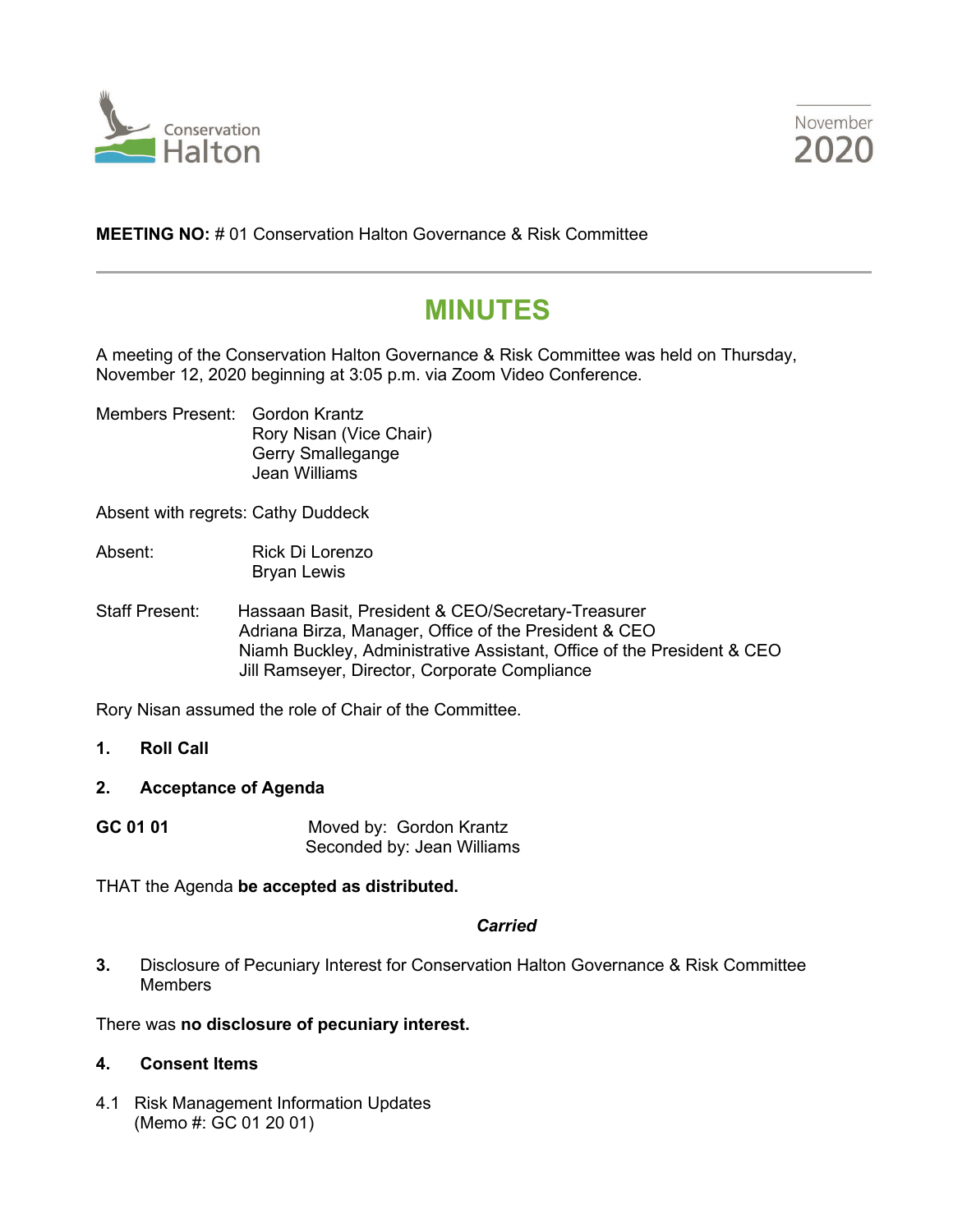Conservation Halton

November 2020

**MEETING NO:** # 01 Conservation Halton Governance & Risk Committee

# MINUTES

A meeting of the Conservation Halton Governance & Risk Committee was held on Thursday, November 12, 2020 beginning at 3:05 p.m. via Zoom Video Conference.

Members Present: Gordon Krantz
Rory Nisan (Vice Chair)
Gerry Smallegange
Jean Williams

Absent with regrets: Cathy Duddeck

Absent: Rick Di Lorenzo
Bryan Lewis

Staff Present: Hassaan Basit, President & CEO/Secretary-Treasurer
Adriana Birza, Manager, Office of the President & CEO
Niamh Buckley, Administrative Assistant, Office of the President & CEO
Jill Ramseyer, Director, Corporate Compliance

Rory Nisan assumed the role of Chair of the Committee.

1. **Roll Call**

2. **Acceptance of Agenda**

**GC 01 01** Moved by: Gordon Krantz
Seconded by: Jean Williams

THAT the Agenda **be accepted as distributed.**

***Carried***

3. Disclosure of Pecuniary Interest for Conservation Halton Governance & Risk Committee Members

There was **no disclosure of pecuniary interest.**

4. **Consent Items**

4.1 Risk Management Information Updates
(Memo #: GC 01 20 01)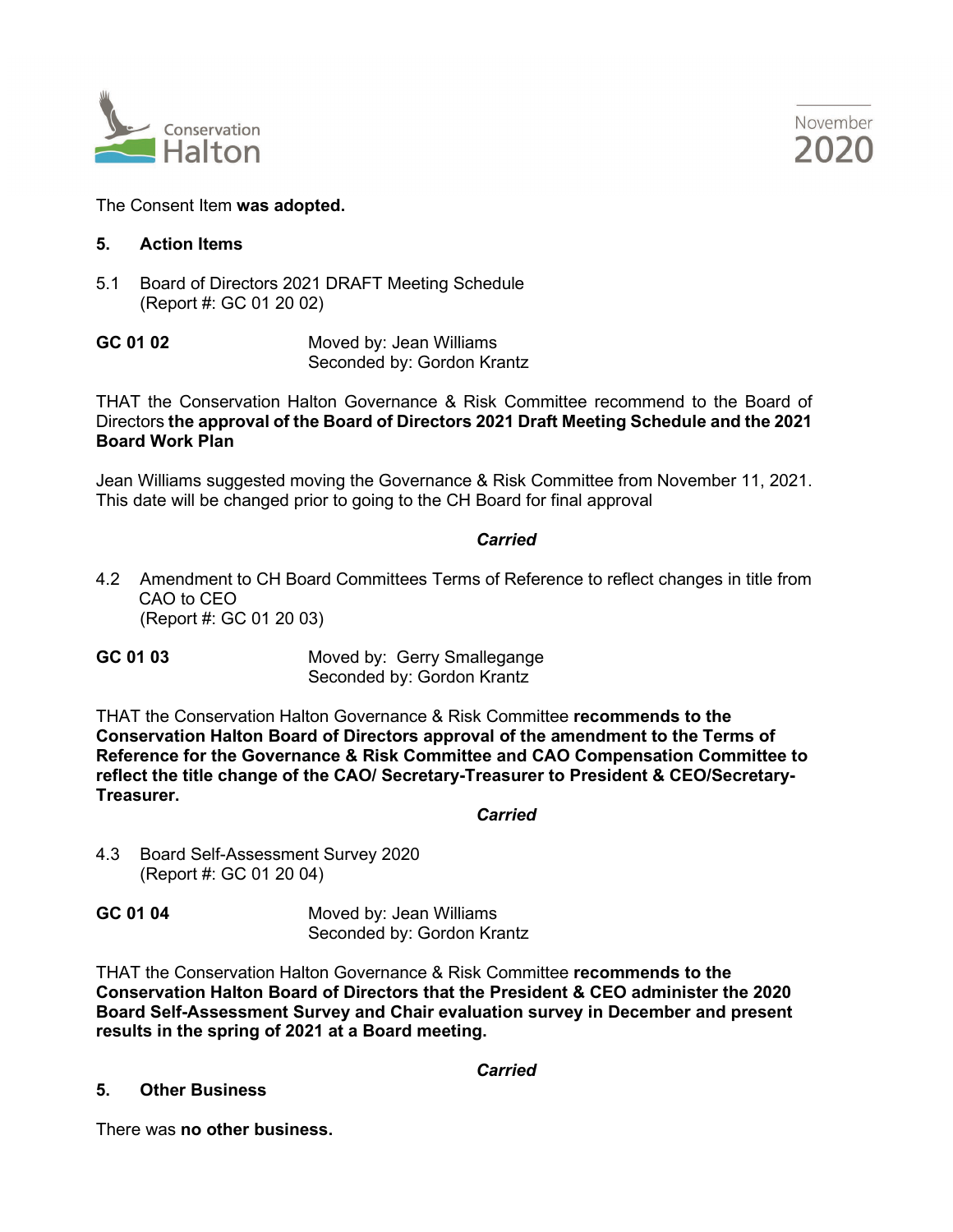The Consent Item **was adopted.**

## 5. Action Items

5.1 Board of Directors 2021 DRAFT Meeting Schedule
(Report #: GC 01 20 02)

**GC 01 02** Moved by: Jean Williams
Seconded by: Gordon Krantz

THAT the Conservation Halton Governance & Risk Committee recommend to the Board of Directors **the approval of the Board of Directors 2021 Draft Meeting Schedule and the 2021 Board Work Plan**

Jean Williams suggested moving the Governance & Risk Committee from November 11, 2021. This date will be changed prior to going to the CH Board for final approval

***Carried***

4.2 Amendment to CH Board Committees Terms of Reference to reflect changes in title from CAO to CEO
(Report #: GC 01 20 03)

**GC 01 03** Moved by: Gerry Smallegange
Seconded by: Gordon Krantz

THAT the Conservation Halton Governance & Risk Committee **recommends to the Conservation Halton Board of Directors approval of the amendment to the Terms of Reference for the Governance & Risk Committee and CAO Compensation Committee to reflect the title change of the CAO/ Secretary-Treasurer to President & CEO/Secretary-Treasurer.**

***Carried***

4.3 Board Self-Assessment Survey 2020
(Report #: GC 01 20 04)

**GC 01 04** Moved by: Jean Williams
Seconded by: Gordon Krantz

THAT the Conservation Halton Governance & Risk Committee **recommends to the Conservation Halton Board of Directors that the President & CEO administer the 2020 Board Self-Assessment Survey and Chair evaluation survey in December and present results in the spring of 2021 at a Board meeting.**

***Carried***

## 5. Other Business

There was **no other business.**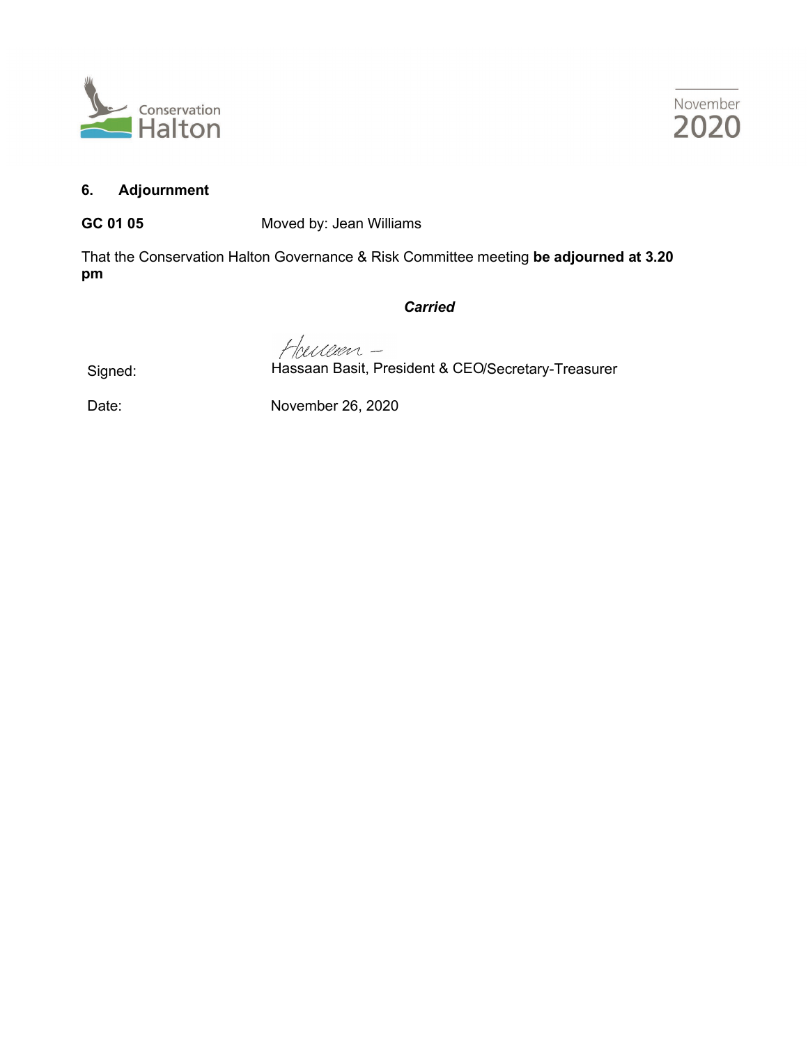## 6. Adjournment

**GC 01 05** Moved by: Jean Williams

That the Conservation Halton Governance & Risk Committee meeting **be adjourned at 3.20 pm**

***Carried***

Signed: Hassaan Basit, President & CEO/Secretary-Treasurer

Date: November 26, 2020